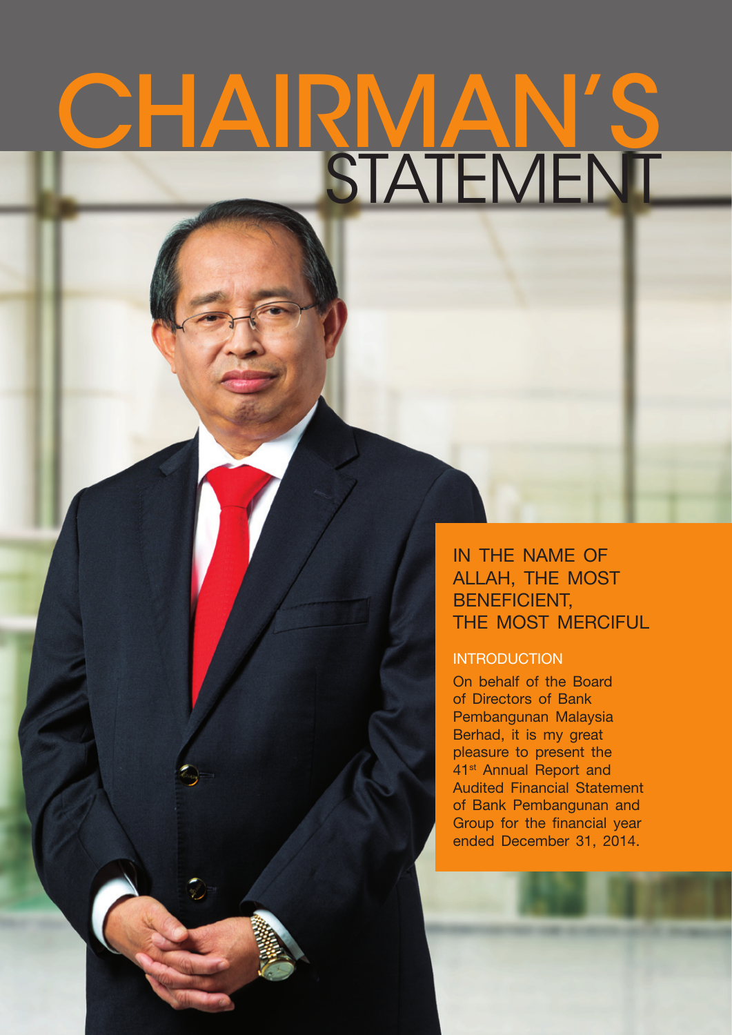# CHAIRMAN'S STATEMENT

## IN THE NAME OF ALLAH, THE MOST BENEFICIENT, THE MOST MERCIFUL

### INTRODUCTION

On behalf of the Board of Directors of Bank Pembangunan Malaysia Berhad, it is my great pleasure to present the 41st Annual Report and Audited Financial Statement of Bank Pembangunan and Group for the financial year ended December 31, 2014.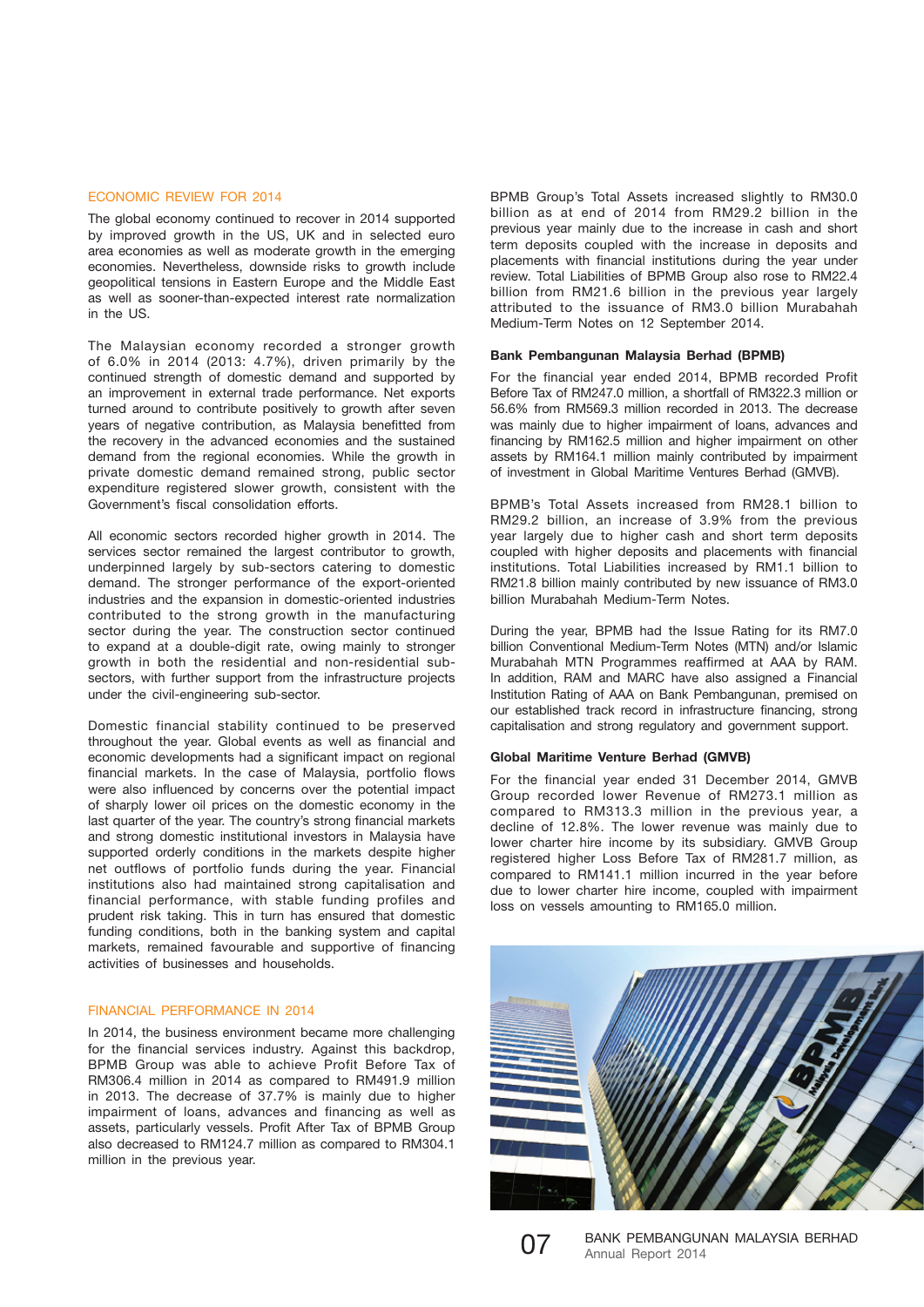## ECONOMIC REVIEW FOR 2014

The global economy continued to recover in 2014 supported by improved growth in the US, UK and in selected euro area economies as well as moderate growth in the emerging economies. Nevertheless, downside risks to growth include geopolitical tensions in Eastern Europe and the Middle East as well as sooner-than-expected interest rate normalization in the US.

The Malaysian economy recorded a stronger growth of 6.0% in 2014 (2013: 4.7%), driven primarily by the continued strength of domestic demand and supported by an improvement in external trade performance. Net exports turned around to contribute positively to growth after seven years of negative contribution, as Malaysia benefitted from the recovery in the advanced economies and the sustained demand from the regional economies. While the growth in private domestic demand remained strong, public sector expenditure registered slower growth, consistent with the Government's fiscal consolidation efforts.

All economic sectors recorded higher growth in 2014. The services sector remained the largest contributor to growth, underpinned largely by sub-sectors catering to domestic demand. The stronger performance of the export-oriented industries and the expansion in domestic-oriented industries contributed to the strong growth in the manufacturing sector during the year. The construction sector continued to expand at a double-digit rate, owing mainly to stronger growth in both the residential and non-residential sub-sectors, with further support from the infrastructure projects under the civil-engineering sub-sector.

Domestic financial stability continued to be preserved throughout the year. Global events as well as financial and economic developments had a significant impact on regional financial markets. In the case of Malaysia, portfolio flows were also influenced by concerns over the potential impact of sharply lower oil prices on the domestic economy in the last quarter of the year. The country's strong financial markets and strong domestic institutional investors in Malaysia have supported orderly conditions in the markets despite higher net outflows of portfolio funds during the year. Financial institutions also had maintained strong capitalisation and financial performance, with stable funding profiles and prudent risk taking. This in turn has ensured that domestic funding conditions, both in the banking system and capital markets, remained favourable and supportive of financing activities of businesses and households.

## FINANCIAL PERFORMANCE IN 2014

In 2014, the business environment became more challenging for the financial services industry. Against this backdrop, BPMB Group was able to achieve Profit Before Tax of RM306.4 million in 2014 as compared to RM491.9 million in 2013. The decrease of 37.7% is mainly due to higher impairment of loans, advances and financing as well as assets, particularly vessels. Profit After Tax of BPMB Group also decreased to RM124.7 million as compared to RM304.1 million in the previous year.

BPMB Group's Total Assets increased slightly to RM30.0 billion as at end of 2014 from RM29.2 billion in the previous year mainly due to the increase in cash and short term deposits coupled with the increase in deposits and placements with financial institutions during the year under review. Total Liabilities of BPMB Group also rose to RM22.4 billion from RM21.6 billion in the previous year largely attributed to the issuance of RM3.0 billion Murabahah Medium-Term Notes on 12 September 2014.

### Bank Pembangunan Malaysia Berhad (BPMB)

For the financial year ended 2014, BPMB recorded Profit Before Tax of RM247.0 million, a shortfall of RM322.3 million or 56.6% from RM569.3 million recorded in 2013. The decrease was mainly due to higher impairment of loans, advances and financing by RM162.5 million and higher impairment on other assets by RM164.1 million mainly contributed by impairment of investment in Global Maritime Ventures Berhad (GMVB).

BPMB's Total Assets increased from RM28.1 billion to RM29.2 billion, an increase of 3.9% from the previous year largely due to higher cash and short term deposits coupled with higher deposits and placements with financial institutions. Total Liabilities increased by RM1.1 billion to RM21.8 billion mainly contributed by new issuance of RM3.0 billion Murabahah Medium-Term Notes.

During the year, BPMB had the Issue Rating for its RM7.0 billion Conventional Medium-Term Notes (MTN) and/or Islamic Murabahah MTN Programmes reaffirmed at AAA by RAM. In addition, RAM and MARC have also assigned a Financial Institution Rating of AAA on Bank Pembangunan, premised on our established track record in infrastructure financing, strong capitalisation and strong regulatory and government support.

### Global Maritime Venture Berhad (GMVB)

For the financial year ended 31 December 2014, GMVB Group recorded lower Revenue of RM273.1 million as compared to RM313.3 million in the previous year, a decline of 12.8%. The lower revenue was mainly due to lower charter hire income by its subsidiary. GMVB Group registered higher Loss Before Tax of RM281.7 million, as compared to RM141.1 million incurred in the year before due to lower charter hire income, coupled with impairment loss on vessels amounting to RM165.0 million.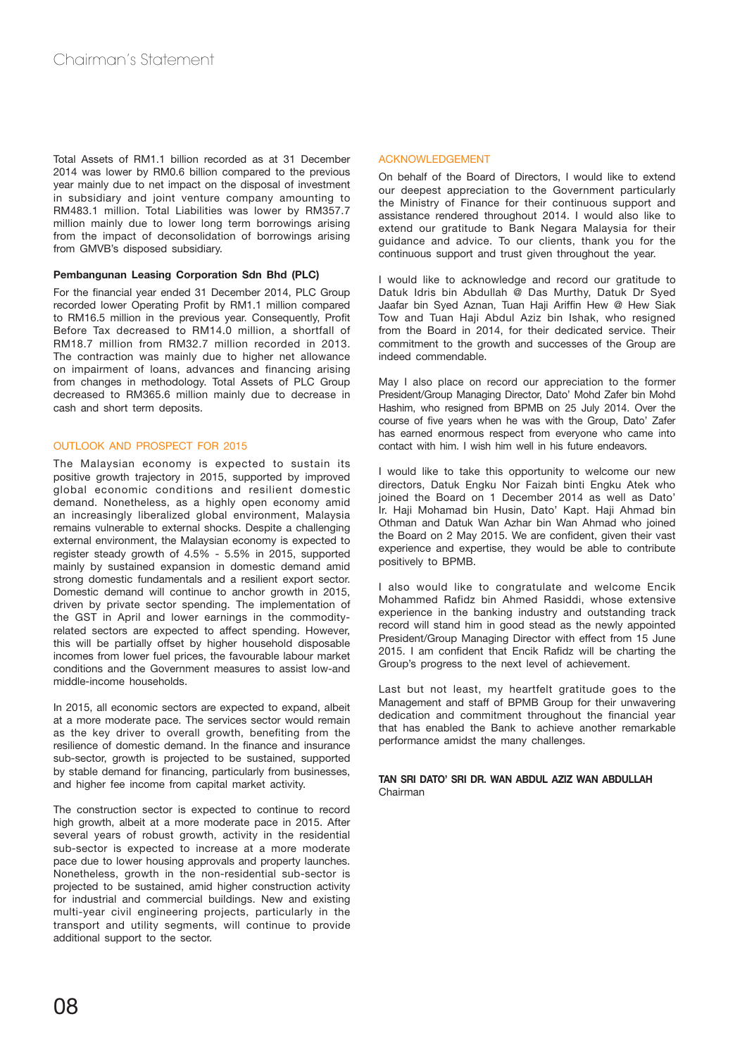Total Assets of RM1.1 billion recorded as at 31 December 2014 was lower by RM0.6 billion compared to the previous year mainly due to net impact on the disposal of investment in subsidiary and joint venture company amounting to RM483.1 million. Total Liabilities was lower by RM357.7 million mainly due to lower long term borrowings arising from the impact of deconsolidation of borrowings arising from GMVB's disposed subsidiary.

**Pembangunan Leasing Corporation Sdn Bhd (PLC)**

For the financial year ended 31 December 2014, PLC Group recorded lower Operating Profit by RM1.1 million compared to RM16.5 million in the previous year. Consequently, Profit Before Tax decreased to RM14.0 million, a shortfall of RM18.7 million from RM32.7 million recorded in 2013. The contraction was mainly due to higher net allowance on impairment of loans, advances and financing arising from changes in methodology. Total Assets of PLC Group decreased to RM365.6 million mainly due to decrease in cash and short term deposits.

## OUTLOOK AND PROSPECT FOR 2015

The Malaysian economy is expected to sustain its positive growth trajectory in 2015, supported by improved global economic conditions and resilient domestic demand. Nonetheless, as a highly open economy amid an increasingly liberalized global environment, Malaysia remains vulnerable to external shocks. Despite a challenging external environment, the Malaysian economy is expected to register steady growth of 4.5% - 5.5% in 2015, supported mainly by sustained expansion in domestic demand amid strong domestic fundamentals and a resilient export sector. Domestic demand will continue to anchor growth in 2015, driven by private sector spending. The implementation of the GST in April and lower earnings in the commodity-related sectors are expected to affect spending. However, this will be partially offset by higher household disposable incomes from lower fuel prices, the favourable labour market conditions and the Government measures to assist low-and middle-income households.

In 2015, all economic sectors are expected to expand, albeit at a more moderate pace. The services sector would remain as the key driver to overall growth, benefiting from the resilience of domestic demand. In the finance and insurance sub-sector, growth is projected to be sustained, supported by stable demand for financing, particularly from businesses, and higher fee income from capital market activity.

The construction sector is expected to continue to record high growth, albeit at a more moderate pace in 2015. After several years of robust growth, activity in the residential sub-sector is expected to increase at a more moderate pace due to lower housing approvals and property launches. Nonetheless, growth in the non-residential sub-sector is projected to be sustained, amid higher construction activity for industrial and commercial buildings. New and existing multi-year civil engineering projects, particularly in the transport and utility segments, will continue to provide additional support to the sector.

## ACKNOWLEDGEMENT

On behalf of the Board of Directors, I would like to extend our deepest appreciation to the Government particularly the Ministry of Finance for their continuous support and assistance rendered throughout 2014. I would also like to extend our gratitude to Bank Negara Malaysia for their guidance and advice. To our clients, thank you for the continuous support and trust given throughout the year.

I would like to acknowledge and record our gratitude to Datuk Idris bin Abdullah @ Das Murthy, Datuk Dr Syed Jaafar bin Syed Aznan, Tuan Haji Ariffin Hew @ Hew Siak Tow and Tuan Haji Abdul Aziz bin Ishak, who resigned from the Board in 2014, for their dedicated service. Their commitment to the growth and successes of the Group are indeed commendable.

May I also place on record our appreciation to the former President/Group Managing Director, Dato' Mohd Zafer bin Mohd Hashim, who resigned from BPMB on 25 July 2014. Over the course of five years when he was with the Group, Dato' Zafer has earned enormous respect from everyone who came into contact with him. I wish him well in his future endeavors.

I would like to take this opportunity to welcome our new directors, Datuk Engku Nor Faizah binti Engku Atek who joined the Board on 1 December 2014 as well as Dato' Ir. Haji Mohamad bin Husin, Dato' Kapt. Haji Ahmad bin Othman and Datuk Wan Azhar bin Wan Ahmad who joined the Board on 2 May 2015. We are confident, given their vast experience and expertise, they would be able to contribute positively to BPMB.

I also would like to congratulate and welcome Encik Mohammed Rafidz bin Ahmed Rasiddi, whose extensive experience in the banking industry and outstanding track record will stand him in good stead as the newly appointed President/Group Managing Director with effect from 15 June 2015. I am confident that Encik Rafidz will be charting the Group's progress to the next level of achievement.

Last but not least, my heartfelt gratitude goes to the Management and staff of BPMB Group for their unwavering dedication and commitment throughout the financial year that has enabled the Bank to achieve another remarkable performance amidst the many challenges.

**TAN SRI DATO' SRI DR. WAN ABDUL AZIZ WAN ABDULLAH**
Chairman